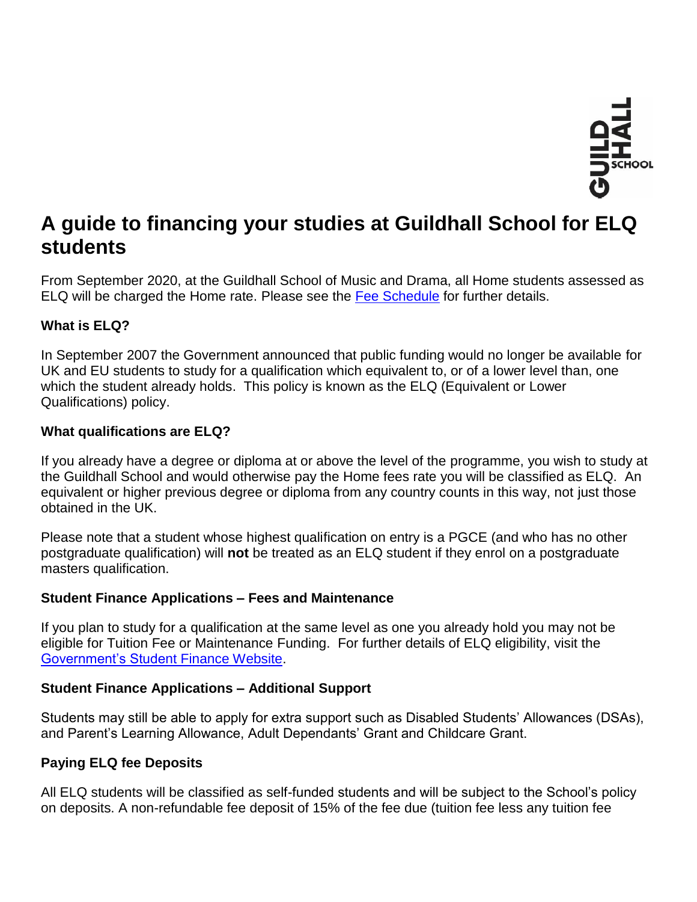# A guide to financing your studies at Guildhall School for ELQ students

From September 2020, at the Guildhall School of Music and Drama, all Home students assessed as ELQ will be charged the Home rate. Please see the [Fee Schedule](#) for further details.

**What is ELQ?**

In September 2007 the Government announced that public funding would no longer be available for UK and EU students to study for a qualification which equivalent to, or of a lower level than, one which the student already holds. This policy is known as the ELQ (Equivalent or Lower Qualifications) policy.

**What qualifications are ELQ?**

If you already have a degree or diploma at or above the level of the programme, you wish to study at the Guildhall School and would otherwise pay the Home fees rate you will be classified as ELQ. An equivalent or higher previous degree or diploma from any country counts in this way, not just those obtained in the UK.

Please note that a student whose highest qualification on entry is a PGCE (and who has no other postgraduate qualification) will **not** be treated as an ELQ student if they enrol on a postgraduate masters qualification.

**Student Finance Applications – Fees and Maintenance**

If you plan to study for a qualification at the same level as one you already hold you may not be eligible for Tuition Fee or Maintenance Funding. For further details of ELQ eligibility, visit the [Government's Student Finance Website](#).

**Student Finance Applications – Additional Support**

Students may still be able to apply for extra support such as Disabled Students' Allowances (DSAs), and Parent's Learning Allowance, Adult Dependants' Grant and Childcare Grant.

**Paying ELQ fee Deposits**

All ELQ students will be classified as self-funded students and will be subject to the School's policy on deposits. A non-refundable fee deposit of 15% of the fee due (tuition fee less any tuition fee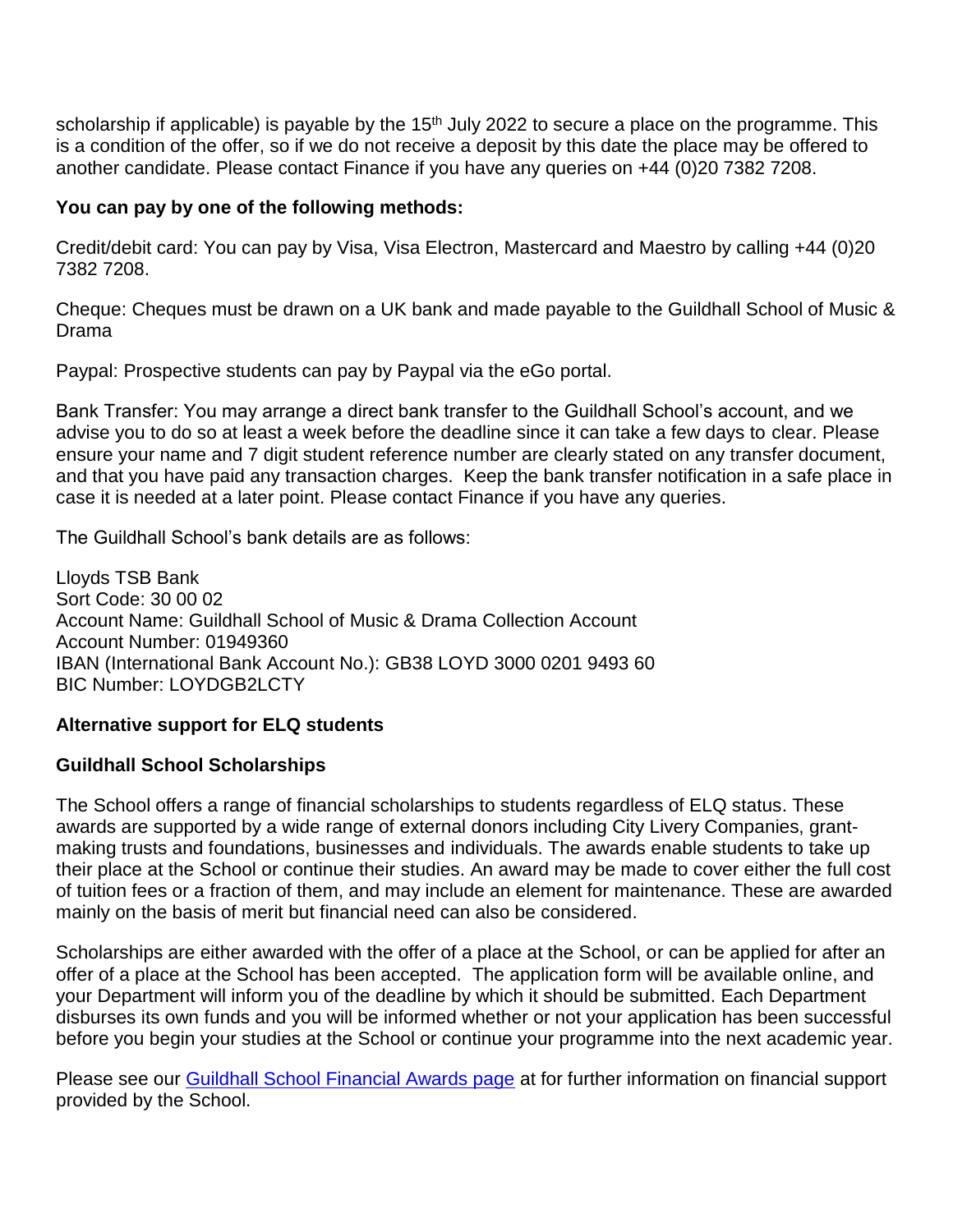scholarship if applicable) is payable by the 15th July 2022 to secure a place on the programme. This is a condition of the offer, so if we do not receive a deposit by this date the place may be offered to another candidate. Please contact Finance if you have any queries on +44 (0)20 7382 7208.

**You can pay by one of the following methods:**

Credit/debit card: You can pay by Visa, Visa Electron, Mastercard and Maestro by calling +44 (0)20 7382 7208.

Cheque: Cheques must be drawn on a UK bank and made payable to the Guildhall School of Music & Drama

Paypal: Prospective students can pay by Paypal via the eGo portal.

Bank Transfer: You may arrange a direct bank transfer to the Guildhall School's account, and we advise you to do so at least a week before the deadline since it can take a few days to clear. Please ensure your name and 7 digit student reference number are clearly stated on any transfer document, and that you have paid any transaction charges. Keep the bank transfer notification in a safe place in case it is needed at a later point. Please contact Finance if you have any queries.

The Guildhall School's bank details are as follows:

Lloyds TSB Bank
Sort Code: 30 00 02
Account Name: Guildhall School of Music & Drama Collection Account
Account Number: 01949360
IBAN (International Bank Account No.): GB38 LOYD 3000 0201 9493 60
BIC Number: LOYDGB2LCTY

**Alternative support for ELQ students**

**Guildhall School Scholarships**

The School offers a range of financial scholarships to students regardless of ELQ status. These awards are supported by a wide range of external donors including City Livery Companies, grant-making trusts and foundations, businesses and individuals. The awards enable students to take up their place at the School or continue their studies. An award may be made to cover either the full cost of tuition fees or a fraction of them, and may include an element for maintenance. These are awarded mainly on the basis of merit but financial need can also be considered.

Scholarships are either awarded with the offer of a place at the School, or can be applied for after an offer of a place at the School has been accepted. The application form will be available online, and your Department will inform you of the deadline by which it should be submitted. Each Department disburses its own funds and you will be informed whether or not your application has been successful before you begin your studies at the School or continue your programme into the next academic year.

Please see our Guildhall School Financial Awards page at for further information on financial support provided by the School.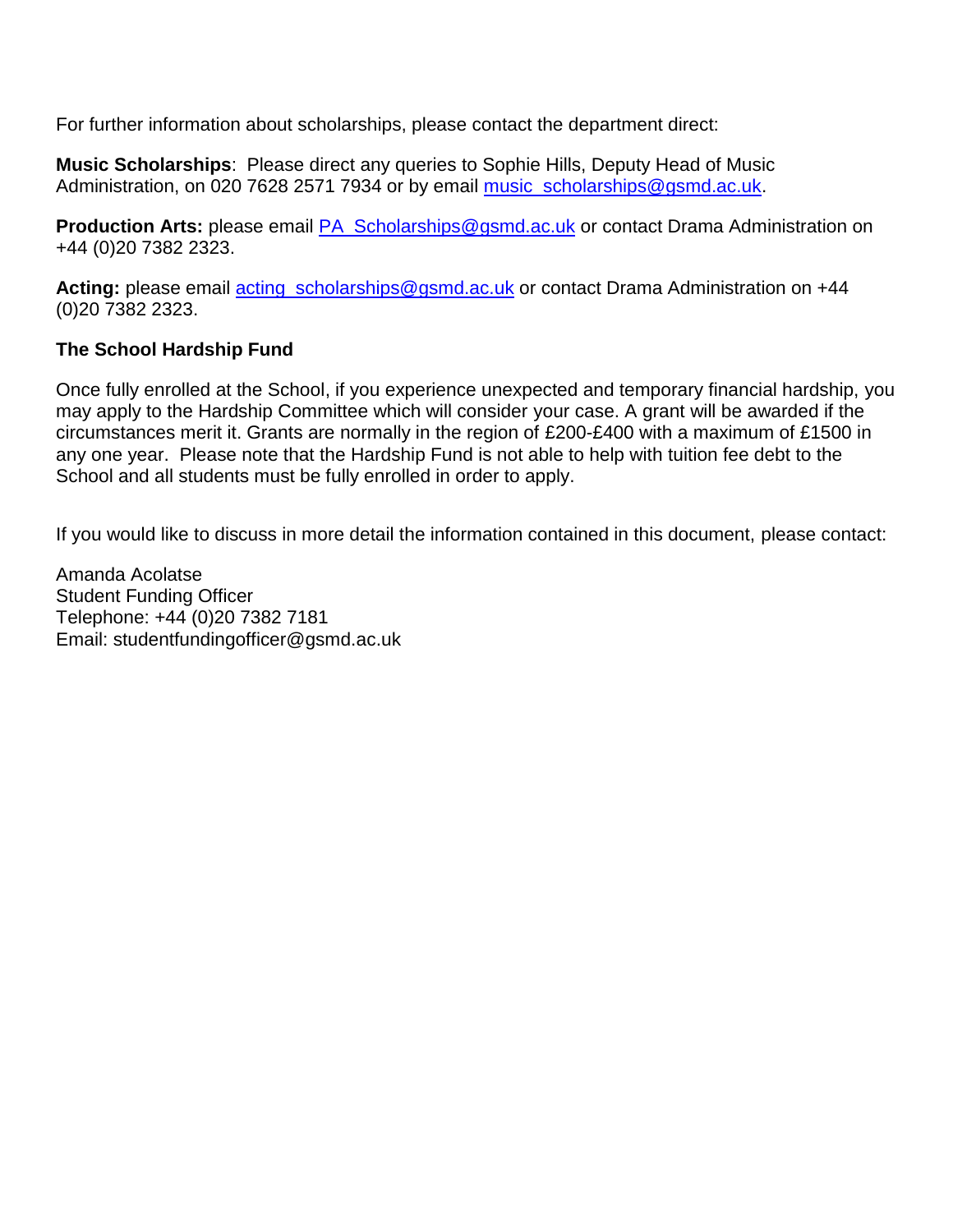For further information about scholarships, please contact the department direct:

**Music Scholarships**: Please direct any queries to Sophie Hills, Deputy Head of Music Administration, on 020 7628 2571 7934 or by email music_scholarships@gsmd.ac.uk.

**Production Arts:** please email PA_Scholarships@gsmd.ac.uk or contact Drama Administration on +44 (0)20 7382 2323.

**Acting:** please email acting_scholarships@gsmd.ac.uk or contact Drama Administration on +44 (0)20 7382 2323.

**The School Hardship Fund**

Once fully enrolled at the School, if you experience unexpected and temporary financial hardship, you may apply to the Hardship Committee which will consider your case. A grant will be awarded if the circumstances merit it. Grants are normally in the region of £200-£400 with a maximum of £1500 in any one year. Please note that the Hardship Fund is not able to help with tuition fee debt to the School and all students must be fully enrolled in order to apply.

If you would like to discuss in more detail the information contained in this document, please contact:

Amanda Acolatse
Student Funding Officer
Telephone: +44 (0)20 7382 7181
Email: studentfundingofficer@gsmd.ac.uk